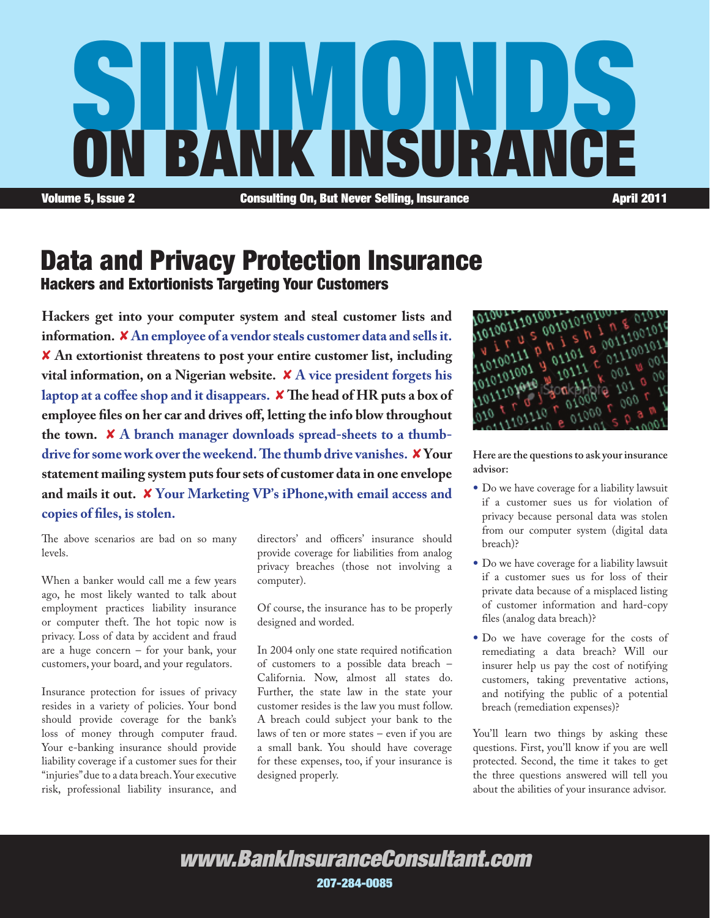# SIMMONDS ON BANK INSURANCE

**Volume 5, Issue 2** | **Consulting On, But Never Selling, Insurance** | **April 2011**

## Data and Privacy Protection Insurance

### Hackers and Extortionists Targeting Your Customers

**Hackers get into your computer system and steal customer lists and information. ✘ An employee of a vendor steals customer data and sells it. ✘ An extortionist threatens to post your entire customer list, including vital information, on a Nigerian website. ✘ A vice president forgets his laptop at a coffee shop and it disappears. ✘ The head of HR puts a box of employee files on her car and drives off, letting the info blow throughout the town. ✘ A branch manager downloads spread-sheets to a thumb-drive for some work over the weekend. The thumb drive vanishes. ✘ Your statement mailing system puts four sets of customer data in one envelope and mails it out. ✘ Your Marketing VP's iPhone,with email access and copies of files, is stolen.**

The above scenarios are bad on so many levels.

When a banker would call me a few years ago, he most likely wanted to talk about employment practices liability insurance or computer theft. The hot topic now is privacy. Loss of data by accident and fraud are a huge concern – for your bank, your customers, your board, and your regulators.

Insurance protection for issues of privacy resides in a variety of policies. Your bond should provide coverage for the bank's loss of money through computer fraud. Your e-banking insurance should provide liability coverage if a customer sues for their "injuries" due to a data breach. Your executive risk, professional liability insurance, and directors' and officers' insurance should provide coverage for liabilities from analog privacy breaches (those not involving a computer).

Of course, the insurance has to be properly designed and worded.

In 2004 only one state required notification of customers to a possible data breach – California. Now, almost all states do. Further, the state law in the state your customer resides is the law you must follow. A breach could subject your bank to the laws of ten or more states – even if you are a small bank. You should have coverage for these expenses, too, if your insurance is designed properly.

**Here are the questions to ask your insurance advisor:**

- Do we have coverage for a liability lawsuit if a customer sues us for violation of privacy because personal data was stolen from our computer system (digital data breach)?
- Do we have coverage for a liability lawsuit if a customer sues us for loss of their private data because of a misplaced listing of customer information and hard-copy files (analog data breach)?
- Do we have coverage for the costs of remediating a data breach? Will our insurer help us pay the cost of notifying customers, taking preventative actions, and notifying the public of a potential breach (remediation expenses)?

You'll learn two things by asking these questions. First, you'll know if you are well protected. Second, the time it takes to get the three questions answered will tell you about the abilities of your insurance advisor.

**www.BankInsuranceConsultant.com**

**207-284-0085**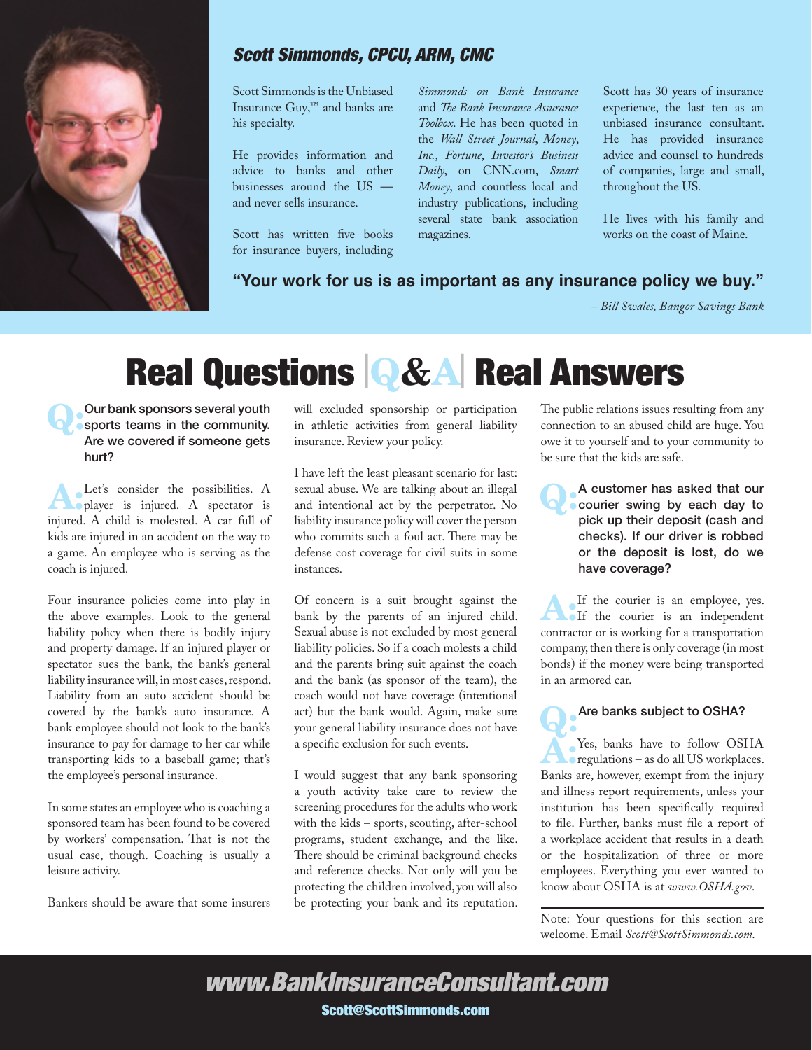## Scott Simmonds, CPCU, ARM, CMC

Scott Simmonds is the Unbiased Insurance Guy,™ and banks are his specialty.

He provides information and advice to banks and other businesses around the US — and never sells insurance.

Scott has written five books for insurance buyers, including *Simmonds on Bank Insurance* and *The Bank Insurance Assurance Toolbox.* He has been quoted in the *Wall Street Journal*, *Money*, *Inc.*, *Fortune*, *Investor's Business Daily*, on CNN.com, *Smart Money*, and countless local and industry publications, including several state bank association magazines.

Scott has 30 years of insurance experience, the last ten as an unbiased insurance consultant. He has provided insurance advice and counsel to hundreds of companies, large and small, throughout the US.

He lives with his family and works on the coast of Maine.

**"Your work for us is as important as any insurance policy we buy."**

*– Bill Swales, Bangor Savings Bank*

# Real Questions | Q&A | Real Answers

**Q: Our bank sponsors several youth sports teams in the community. Are we covered if someone gets hurt?**

**A:** Let's consider the possibilities. A player is injured. A spectator is injured. A child is molested. A car full of kids are injured in an accident on the way to a game. An employee who is serving as the coach is injured.

Four insurance policies come into play in the above examples. Look to the general liability policy when there is bodily injury and property damage. If an injured player or spectator sues the bank, the bank's general liability insurance will, in most cases, respond. Liability from an auto accident should be covered by the bank's auto insurance. A bank employee should not look to the bank's insurance to pay for damage to her car while transporting kids to a baseball game; that's the employee's personal insurance.

In some states an employee who is coaching a sponsored team has been found to be covered by workers' compensation. That is not the usual case, though. Coaching is usually a leisure activity.

Bankers should be aware that some insurers will excluded sponsorship or participation in athletic activities from general liability insurance. Review your policy.

I have left the least pleasant scenario for last: sexual abuse. We are talking about an illegal and intentional act by the perpetrator. No liability insurance policy will cover the person who commits such a foul act. There may be defense cost coverage for civil suits in some instances.

Of concern is a suit brought against the bank by the parents of an injured child. Sexual abuse is not excluded by most general liability policies. So if a coach molests a child and the parents bring suit against the coach and the bank (as sponsor of the team), the coach would not have coverage (intentional act) but the bank would. Again, make sure your general liability insurance does not have a specific exclusion for such events.

I would suggest that any bank sponsoring a youth activity take care to review the screening procedures for the adults who work with the kids – sports, scouting, after-school programs, student exchange, and the like. There should be criminal background checks and reference checks. Not only will you be protecting the children involved, you will also be protecting your bank and its reputation. The public relations issues resulting from any connection to an abused child are huge. You owe it to yourself and to your community to be sure that the kids are safe.

**Q: A customer has asked that our courier swing by each day to pick up their deposit (cash and checks). If our driver is robbed or the deposit is lost, do we have coverage?**

**A:** If the courier is an employee, yes. If the courier is an independent contractor or is working for a transportation company, then there is only coverage (in most bonds) if the money were being transported in an armored car.

**Q: Are banks subject to OSHA?**

**A:** Yes, banks have to follow OSHA regulations – as do all US workplaces. Banks are, however, exempt from the injury and illness report requirements, unless your institution has been specifically required to file. Further, banks must file a report of a workplace accident that results in a death or the hospitalization of three or more employees. Everything you ever wanted to know about OSHA is at *www.OSHA.gov*.

Note: Your questions for this section are welcome. Email *Scott@ScottSimmonds.com.*

**www.BankInsuranceConsultant.com**

**Scott@ScottSimmonds.com**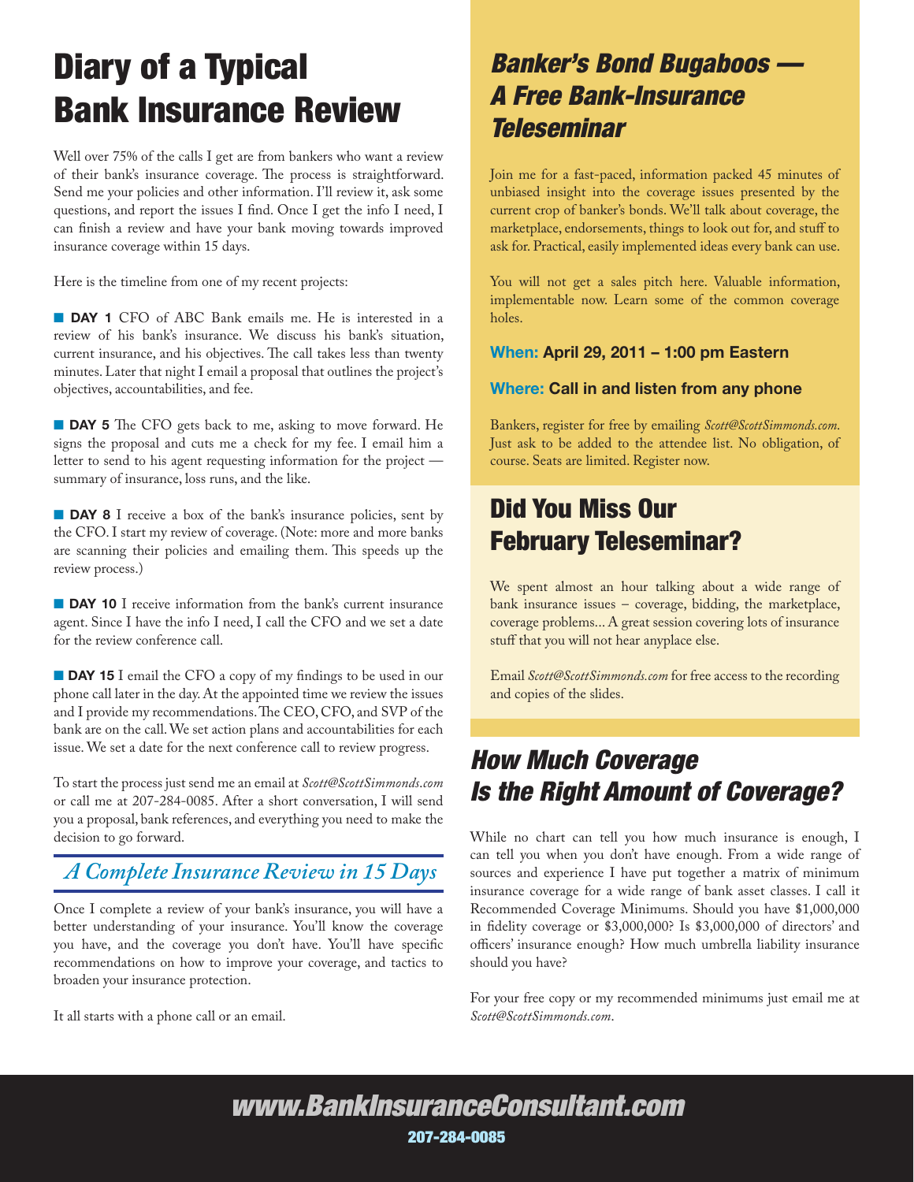# Diary of a Typical Bank Insurance Review

Well over 75% of the calls I get are from bankers who want a review of their bank's insurance coverage. The process is straightforward. Send me your policies and other information. I'll review it, ask some questions, and report the issues I find. Once I get the info I need, I can finish a review and have your bank moving towards improved insurance coverage within 15 days.

Here is the timeline from one of my recent projects:

■ **DAY 1** CFO of ABC Bank emails me. He is interested in a review of his bank's insurance. We discuss his bank's situation, current insurance, and his objectives. The call takes less than twenty minutes. Later that night I email a proposal that outlines the project's objectives, accountabilities, and fee.

■ **DAY 5** The CFO gets back to me, asking to move forward. He signs the proposal and cuts me a check for my fee. I email him a letter to send to his agent requesting information for the project — summary of insurance, loss runs, and the like.

■ **DAY 8** I receive a box of the bank's insurance policies, sent by the CFO. I start my review of coverage. (Note: more and more banks are scanning their policies and emailing them. This speeds up the review process.)

■ **DAY 10** I receive information from the bank's current insurance agent. Since I have the info I need, I call the CFO and we set a date for the review conference call.

■ **DAY 15** I email the CFO a copy of my findings to be used in our phone call later in the day. At the appointed time we review the issues and I provide my recommendations. The CEO, CFO, and SVP of the bank are on the call. We set action plans and accountabilities for each issue. We set a date for the next conference call to review progress.

To start the process just send me an email at *Scott@ScottSimmonds.com* or call me at 207-284-0085. After a short conversation, I will send you a proposal, bank references, and everything you need to make the decision to go forward.

## *A Complete Insurance Review in 15 Days*

Once I complete a review of your bank's insurance, you will have a better understanding of your insurance. You'll know the coverage you have, and the coverage you don't have. You'll have specific recommendations on how to improve your coverage, and tactics to broaden your insurance protection.

It all starts with a phone call or an email.

# *Banker's Bond Bugaboos — A Free Bank-Insurance Teleseminar*

Join me for a fast-paced, information packed 45 minutes of unbiased insight into the coverage issues presented by the current crop of banker's bonds. We'll talk about coverage, the marketplace, endorsements, things to look out for, and stuff to ask for. Practical, easily implemented ideas every bank can use.

You will not get a sales pitch here. Valuable information, implementable now. Learn some of the common coverage holes.

**When: April 29, 2011 – 1:00 pm Eastern**

**Where: Call in and listen from any phone**

Bankers, register for free by emailing *Scott@ScottSimmonds.com*. Just ask to be added to the attendee list. No obligation, of course. Seats are limited. Register now.

# Did You Miss Our February Teleseminar?

We spent almost an hour talking about a wide range of bank insurance issues – coverage, bidding, the marketplace, coverage problems... A great session covering lots of insurance stuff that you will not hear anyplace else.

Email *Scott@ScottSimmonds.com* for free access to the recording and copies of the slides.

# *How Much Coverage Is the Right Amount of Coverage?*

While no chart can tell you how much insurance is enough, I can tell you when you don't have enough. From a wide range of sources and experience I have put together a matrix of minimum insurance coverage for a wide range of bank asset classes. I call it Recommended Coverage Minimums. Should you have $1,000,000 in fidelity coverage or $3,000,000? Is $3,000,000 of directors' and officers' insurance enough? How much umbrella liability insurance should you have?

For your free copy or my recommended minimums just email me at *Scott@ScottSimmonds.com*.

***www.BankInsuranceConsultant.com***

**207-284-0085**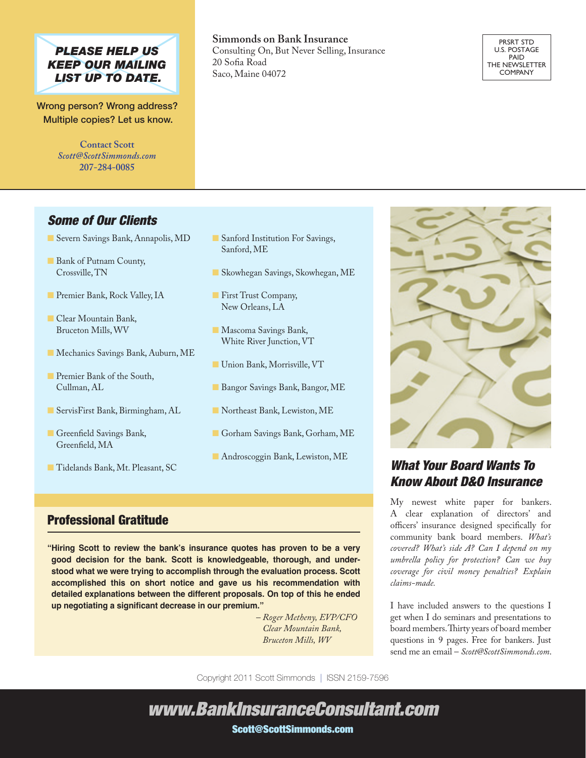**PLEASE HELP US KEEP OUR MAILING LIST UP TO DATE.**

**Wrong person? Wrong address? Multiple copies? Let us know.**

**Contact Scott**
*Scott@ScottSimmonds.com*
**207-284-0085**

**Simmonds on Bank Insurance**
Consulting On, But Never Selling, Insurance
20 Sofia Road
Saco, Maine 04072

PRSRT STD
U.S. POSTAGE
PAID
THE NEWSLETTER
COMPANY

## Some of Our Clients

- Severn Savings Bank, Annapolis, MD
- Bank of Putnam County, Crossville, TN
- Premier Bank, Rock Valley, IA
- Clear Mountain Bank, Bruceton Mills, WV
- Mechanics Savings Bank, Auburn, ME
- Premier Bank of the South, Cullman, AL
- ServisFirst Bank, Birmingham, AL
- Greenfield Savings Bank, Greenfield, MA
- Tidelands Bank, Mt. Pleasant, SC
- Sanford Institution For Savings, Sanford, ME
- Skowhegan Savings, Skowhegan, ME
- First Trust Company, New Orleans, LA
- Mascoma Savings Bank, White River Junction, VT
- Union Bank, Morrisville, VT
- Bangor Savings Bank, Bangor, ME
- Northeast Bank, Lewiston, ME
- Gorham Savings Bank, Gorham, ME
- Androscoggin Bank, Lewiston, ME

## Professional Gratitude

**"Hiring Scott to review the bank's insurance quotes has proven to be a very good decision for the bank. Scott is knowledgeable, thorough, and understood what we were trying to accomplish through the evaluation process. Scott accomplished this on short notice and gave us his recommendation with detailed explanations between the different proposals. On top of this he ended up negotiating a significant decrease in our premium."**

*– Roger Metheny, EVP/CFO*
*Clear Mountain Bank,*
*Bruceton Mills, WV*

## What Your Board Wants To Know About D&O Insurance

My newest white paper for bankers. A clear explanation of directors' and officers' insurance designed specifically for community bank board members. *What's covered? What's side A? Can I depend on my umbrella policy for protection? Can we buy coverage for civil money penalties? Explain claims-made.*

I have included answers to the questions I get when I do seminars and presentations to board members. Thirty years of board member questions in 9 pages. Free for bankers. Just send me an email – *Scott@ScottSimmonds.com*.

Copyright 2011 Scott Simmonds | ISSN 2159-7596

**www.BankInsuranceConsultant.com**

**Scott@ScottSimmonds.com**